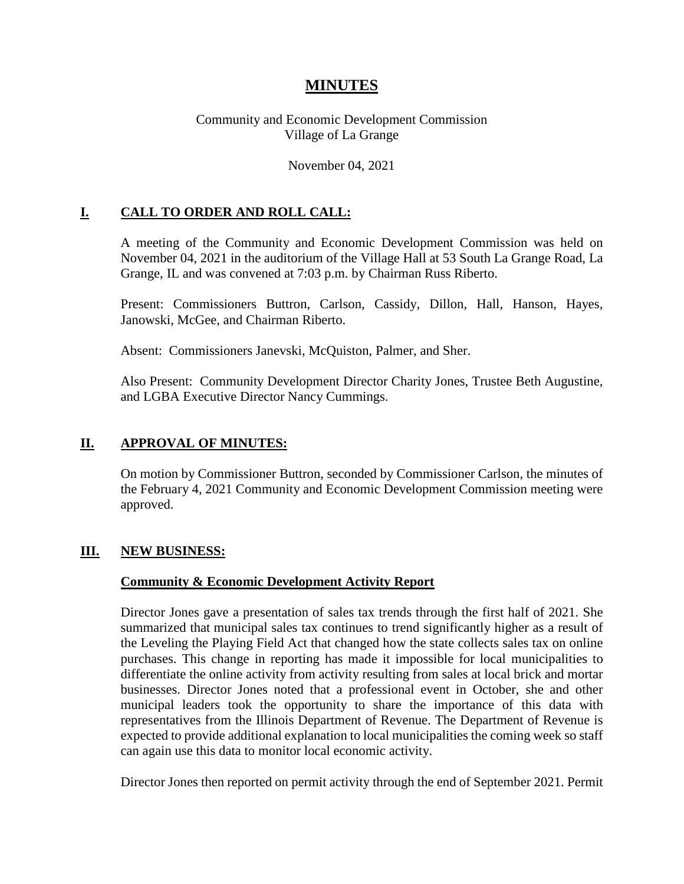# MINUTES

Community and Economic Development Commission
Village of La Grange

November 04, 2021

## I. CALL TO ORDER AND ROLL CALL:

A meeting of the Community and Economic Development Commission was held on November 04, 2021 in the auditorium of the Village Hall at 53 South La Grange Road, La Grange, IL and was convened at 7:03 p.m. by Chairman Russ Riberto.

Present: Commissioners Buttron, Carlson, Cassidy, Dillon, Hall, Hanson, Hayes, Janowski, McGee, and Chairman Riberto.

Absent: Commissioners Janevski, McQuiston, Palmer, and Sher.

Also Present: Community Development Director Charity Jones, Trustee Beth Augustine, and LGBA Executive Director Nancy Cummings.

## II. APPROVAL OF MINUTES:

On motion by Commissioner Buttron, seconded by Commissioner Carlson, the minutes of the February 4, 2021 Community and Economic Development Commission meeting were approved.

## III. NEW BUSINESS:

### Community & Economic Development Activity Report

Director Jones gave a presentation of sales tax trends through the first half of 2021. She summarized that municipal sales tax continues to trend significantly higher as a result of the Leveling the Playing Field Act that changed how the state collects sales tax on online purchases. This change in reporting has made it impossible for local municipalities to differentiate the online activity from activity resulting from sales at local brick and mortar businesses. Director Jones noted that a professional event in October, she and other municipal leaders took the opportunity to share the importance of this data with representatives from the Illinois Department of Revenue. The Department of Revenue is expected to provide additional explanation to local municipalities the coming week so staff can again use this data to monitor local economic activity.

Director Jones then reported on permit activity through the end of September 2021. Permit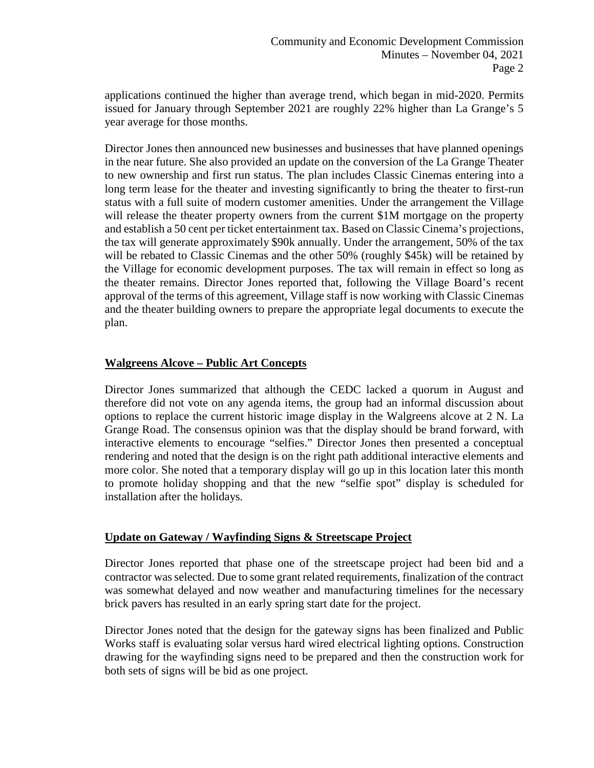applications continued the higher than average trend, which began in mid-2020. Permits issued for January through September 2021 are roughly 22% higher than La Grange's 5 year average for those months.

Director Jones then announced new businesses and businesses that have planned openings in the near future. She also provided an update on the conversion of the La Grange Theater to new ownership and first run status. The plan includes Classic Cinemas entering into a long term lease for the theater and investing significantly to bring the theater to first-run status with a full suite of modern customer amenities. Under the arrangement the Village will release the theater property owners from the current $1M mortgage on the property and establish a 50 cent per ticket entertainment tax. Based on Classic Cinema's projections, the tax will generate approximately $90k annually. Under the arrangement, 50% of the tax will be rebated to Classic Cinemas and the other 50% (roughly $45k) will be retained by the Village for economic development purposes. The tax will remain in effect so long as the theater remains. Director Jones reported that, following the Village Board's recent approval of the terms of this agreement, Village staff is now working with Classic Cinemas and the theater building owners to prepare the appropriate legal documents to execute the plan.

## Walgreens Alcove – Public Art Concepts

Director Jones summarized that although the CEDC lacked a quorum in August and therefore did not vote on any agenda items, the group had an informal discussion about options to replace the current historic image display in the Walgreens alcove at 2 N. La Grange Road. The consensus opinion was that the display should be brand forward, with interactive elements to encourage "selfies." Director Jones then presented a conceptual rendering and noted that the design is on the right path additional interactive elements and more color. She noted that a temporary display will go up in this location later this month to promote holiday shopping and that the new "selfie spot" display is scheduled for installation after the holidays.

## Update on Gateway / Wayfinding Signs & Streetscape Project

Director Jones reported that phase one of the streetscape project had been bid and a contractor was selected. Due to some grant related requirements, finalization of the contract was somewhat delayed and now weather and manufacturing timelines for the necessary brick pavers has resulted in an early spring start date for the project.

Director Jones noted that the design for the gateway signs has been finalized and Public Works staff is evaluating solar versus hard wired electrical lighting options. Construction drawing for the wayfinding signs need to be prepared and then the construction work for both sets of signs will be bid as one project.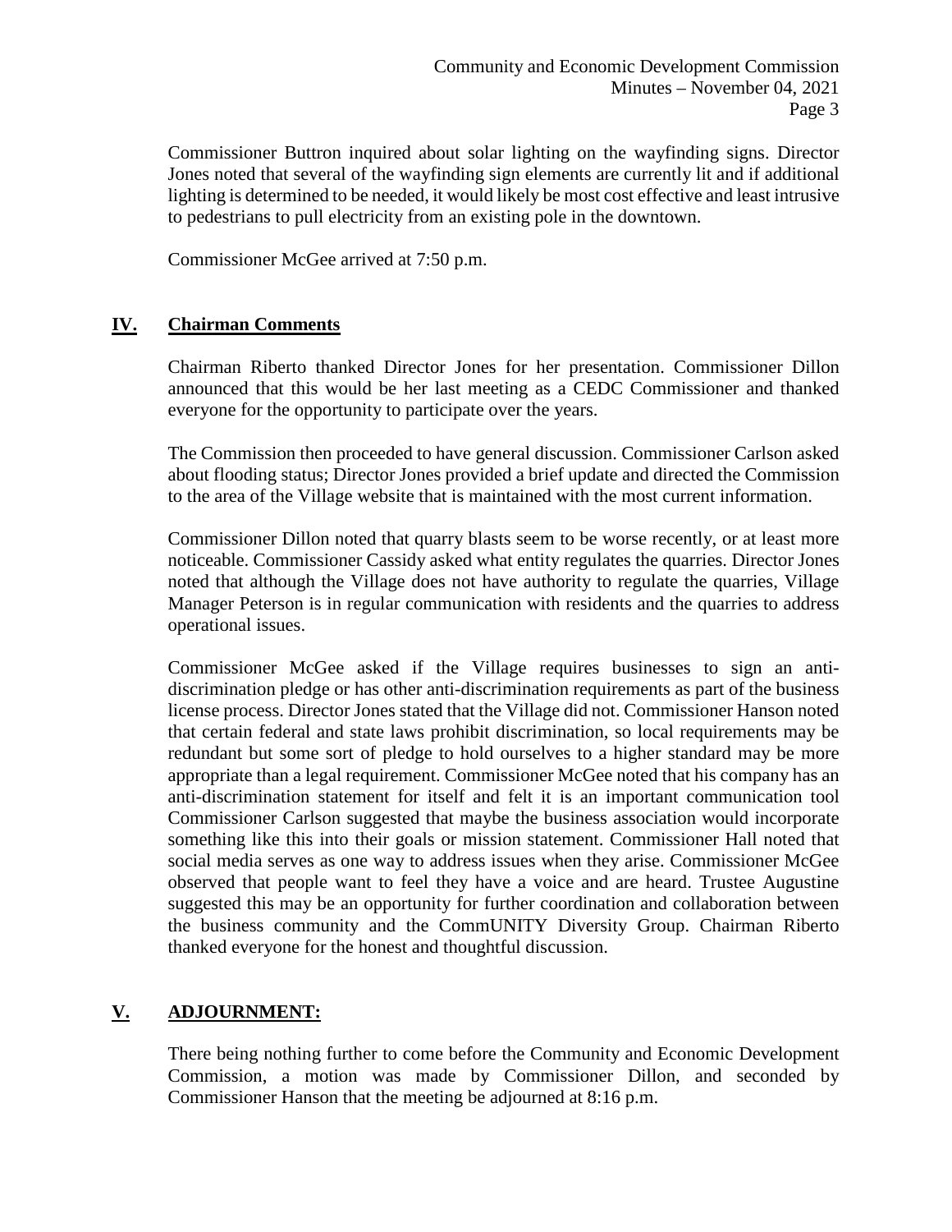Commissioner Buttron inquired about solar lighting on the wayfinding signs. Director Jones noted that several of the wayfinding sign elements are currently lit and if additional lighting is determined to be needed, it would likely be most cost effective and least intrusive to pedestrians to pull electricity from an existing pole in the downtown.

Commissioner McGee arrived at 7:50 p.m.

## IV. Chairman Comments

Chairman Riberto thanked Director Jones for her presentation. Commissioner Dillon announced that this would be her last meeting as a CEDC Commissioner and thanked everyone for the opportunity to participate over the years.

The Commission then proceeded to have general discussion. Commissioner Carlson asked about flooding status; Director Jones provided a brief update and directed the Commission to the area of the Village website that is maintained with the most current information.

Commissioner Dillon noted that quarry blasts seem to be worse recently, or at least more noticeable. Commissioner Cassidy asked what entity regulates the quarries. Director Jones noted that although the Village does not have authority to regulate the quarries, Village Manager Peterson is in regular communication with residents and the quarries to address operational issues.

Commissioner McGee asked if the Village requires businesses to sign an anti-discrimination pledge or has other anti-discrimination requirements as part of the business license process. Director Jones stated that the Village did not. Commissioner Hanson noted that certain federal and state laws prohibit discrimination, so local requirements may be redundant but some sort of pledge to hold ourselves to a higher standard may be more appropriate than a legal requirement. Commissioner McGee noted that his company has an anti-discrimination statement for itself and felt it is an important communication tool Commissioner Carlson suggested that maybe the business association would incorporate something like this into their goals or mission statement. Commissioner Hall noted that social media serves as one way to address issues when they arise. Commissioner McGee observed that people want to feel they have a voice and are heard. Trustee Augustine suggested this may be an opportunity for further coordination and collaboration between the business community and the CommUNITY Diversity Group. Chairman Riberto thanked everyone for the honest and thoughtful discussion.

## V. ADJOURNMENT:

There being nothing further to come before the Community and Economic Development Commission, a motion was made by Commissioner Dillon, and seconded by Commissioner Hanson that the meeting be adjourned at 8:16 p.m.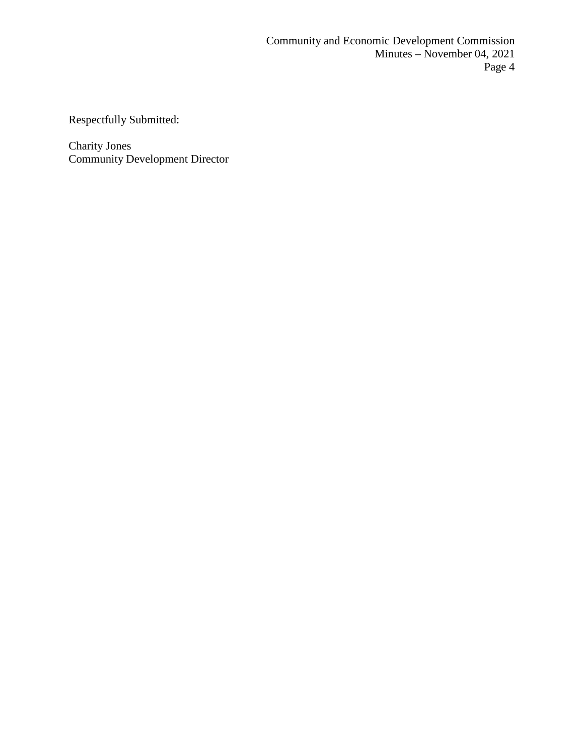Respectfully Submitted:

Charity Jones
Community Development Director